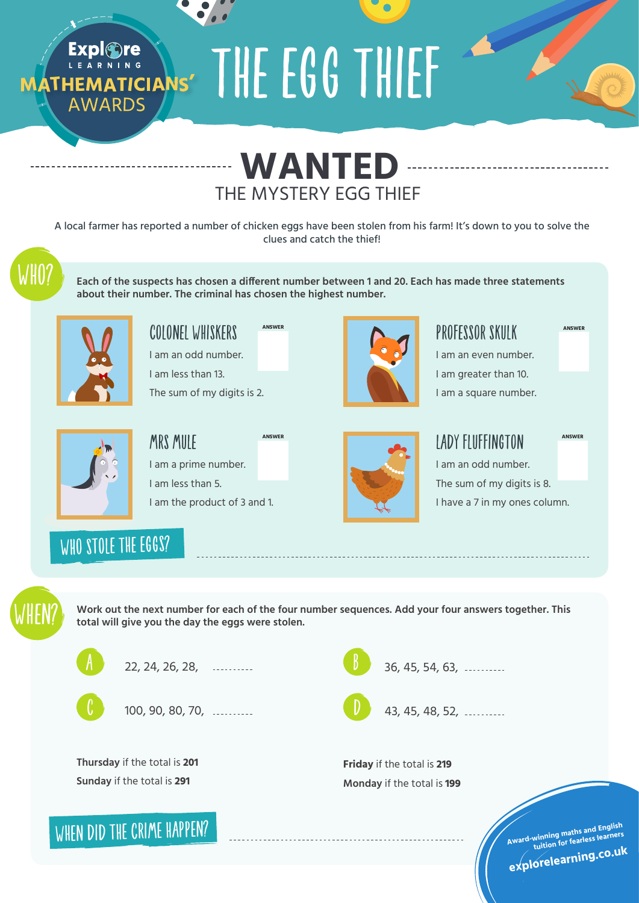Explore LEARNING MATHEMATICIANS' AWARDS

# THE EGG THIEF

## WANTED

### THE MYSTERY EGG THIEF

A local farmer has reported a number of chicken eggs have been stolen from his farm! It's down to you to solve the clues and catch the thief!

## WHO?

**Each of the suspects has chosen a different number between 1 and 20. Each has made three statements about their number. The criminal has chosen the highest number.**

### COLONEL WHISKERS

ANSWER

- I am an odd number.
- I am less than 13.
- The sum of my digits is 2.

### PROFESSOR SKULK

ANSWER

- I am an even number.
- I am greater than 10.
- I am a square number.

### MRS MULE

ANSWER

- I am a prime number.
- I am less than 5.
- I am the product of 3 and 1.

### LADY FLUFFINGTON

ANSWER

- I am an odd number.
- The sum of my digits is 8.
- I have a 7 in my ones column.

### WHO STOLE THE EGGS? ..........

## WHEN?

**Work out the next number for each of the four number sequences. Add your four answers together. This total will give you the day the eggs were stolen.**

A) 22, 24, 26, 28, ..........

B) 36, 45, 54, 63, ..........

C) 100, 90, 80, 70, ..........

D) 43, 45, 48, 52, ..........

**Thursday** if the total is **201**

**Sunday** if the total is **291**

**Friday** if the total is **219**

**Monday** if the total is **199**

### WHEN DID THE CRIME HAPPEN? ..........

Award-winning maths and English tuition for fearless learners

explorelearning.co.uk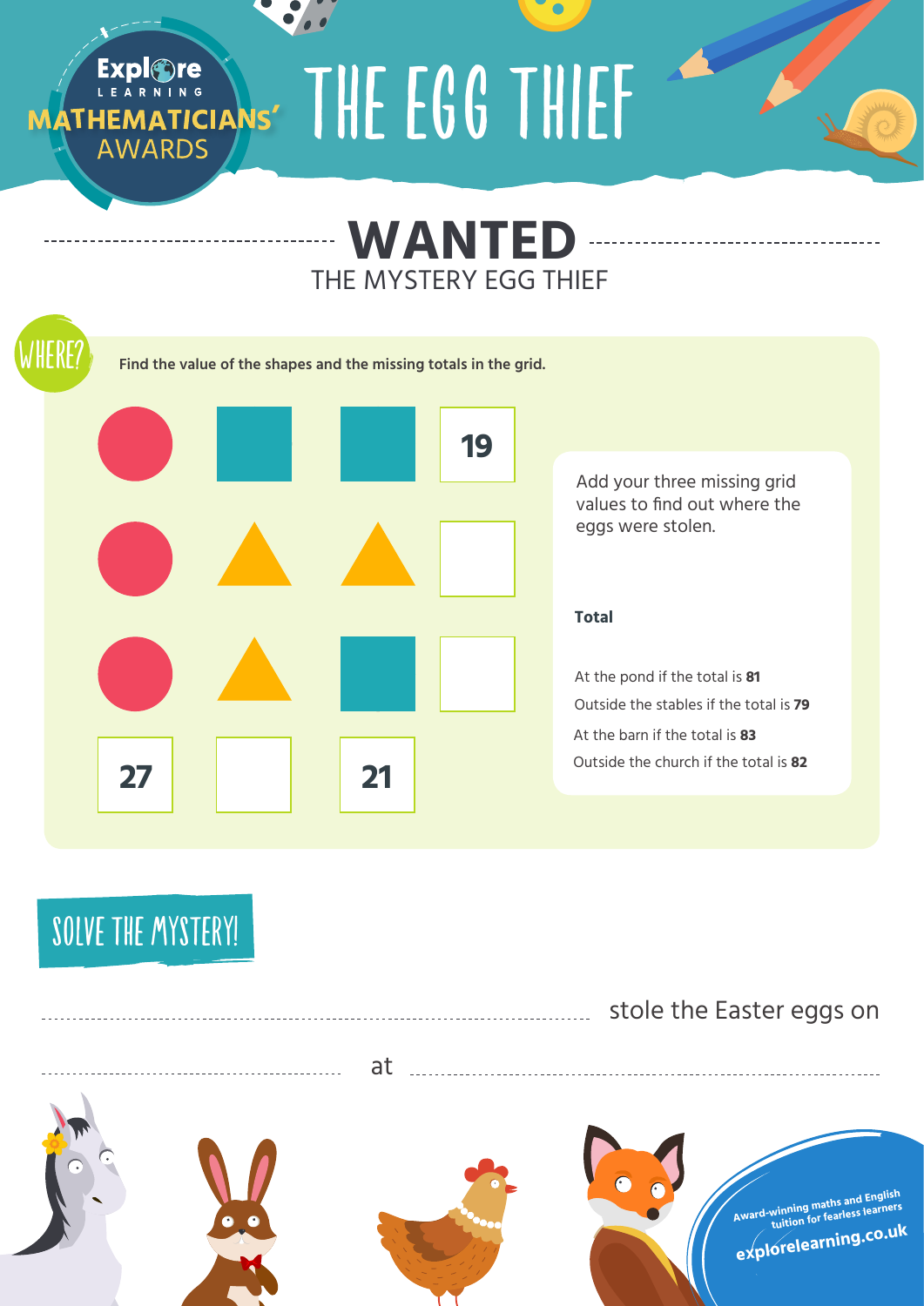Explore LEARNING MATHEMATICIANS' AWARDS

# THE EGG THIEF

## WANTED

THE MYSTERY EGG THIEF

### WHERE?

**Find the value of the shapes and the missing totals in the grid.**

| | | | |
|---|---|---|---|
| circle | square | square | **19** |
| circle | triangle | triangle | |
| circle | triangle | square | |
| **27** | | **21** | |

Add your three missing grid values to find out where the eggs were stolen.

**Total**

At the pond if the total is **81**

Outside the stables if the total is **79**

At the barn if the total is **83**

Outside the church if the total is **82**

## SOLVE THE MYSTERY!

........................................ stole the Easter eggs on ........................................ at ........................................

Award-winning maths and English tuition for fearless learners

explorelearning.co.uk